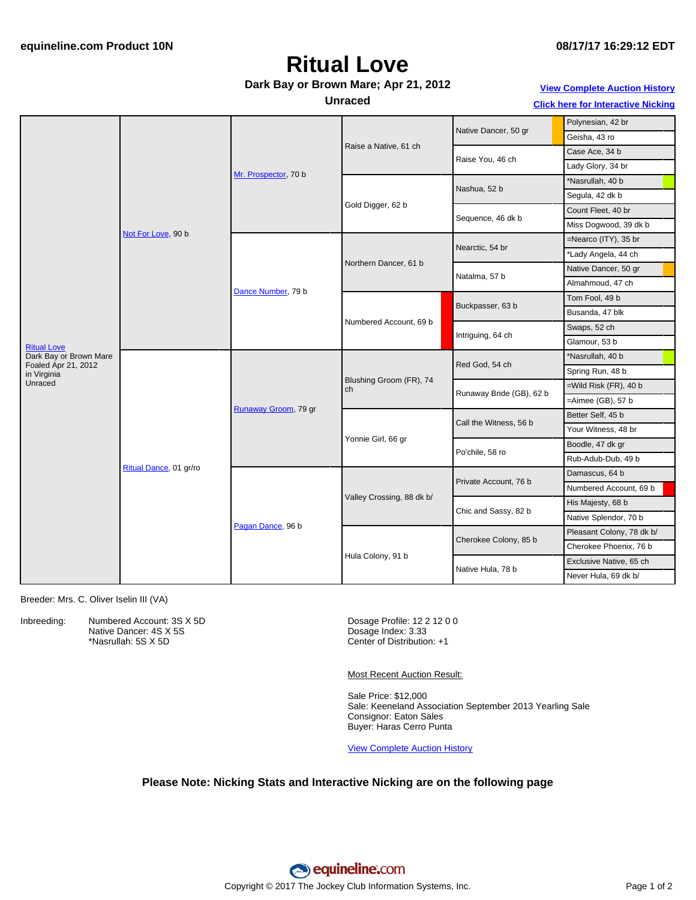equineline.com Product 10N

08/17/17 16:29:12 EDT

# Ritual Love

**Dark Bay or Brown Mare; Apr 21, 2012**

**Unraced**

View Complete Auction History

Click here for Interactive Nicking

| | | | | | |
|---|---|---|---|---|---|
| Ritual Love<br>Dark Bay or Brown Mare<br>Foaled Apr 21, 2012<br>in Virginia<br>Unraced | Not For Love, 90 b | Mr. Prospector, 70 b | Raise a Native, 61 ch | Native Dancer, 50 gr | Polynesian, 42 br |
| | | | | | Geisha, 43 ro |
| | | | | Raise You, 46 ch | Case Ace, 34 b |
| | | | | | Lady Glory, 34 br |
| | | | Gold Digger, 62 b | Nashua, 52 b | *Nasrullah, 40 b |
| | | | | | Segula, 42 dk b |
| | | | | Sequence, 46 dk b | Count Fleet, 40 br |
| | | | | | Miss Dogwood, 39 dk b |
| | | Dance Number, 79 b | Northern Dancer, 61 b | Nearctic, 54 br | =Nearco (ITY), 35 br |
| | | | | | *Lady Angela, 44 ch |
| | | | | Natalma, 57 b | Native Dancer, 50 gr |
| | | | | | Almahmoud, 47 ch |
| | | | Numbered Account, 69 b | Buckpasser, 63 b | Tom Fool, 49 b |
| | | | | | Busanda, 47 blk |
| | | | | Intriguing, 64 ch | Swaps, 52 ch |
| | | | | | Glamour, 53 b |
| | Ritual Dance, 01 gr/ro | Runaway Groom, 79 gr | Blushing Groom (FR), 74 ch | Red God, 54 ch | *Nasrullah, 40 b |
| | | | | | Spring Run, 48 b |
| | | | | Runaway Bride (GB), 62 b | =Wild Risk (FR), 40 b |
| | | | | | =Aimee (GB), 57 b |
| | | | Yonnie Girl, 66 gr | Call the Witness, 56 b | Better Self, 45 b |
| | | | | | Your Witness, 48 br |
| | | | | Po'chile, 58 ro | Boodle, 47 dk gr |
| | | | | | Rub-Adub-Dub, 49 b |
| | | Pagan Dance, 96 b | Valley Crossing, 88 dk b/ | Private Account, 76 b | Damascus, 64 b |
| | | | | | Numbered Account, 69 b |
| | | | | Chic and Sassy, 82 b | His Majesty, 68 b |
| | | | | | Native Splendor, 70 b |
| | | | Hula Colony, 91 b | Cherokee Colony, 85 b | Pleasant Colony, 78 dk b/ |
| | | | | | Cherokee Phoenix, 76 b |
| | | | | Native Hula, 78 b | Exclusive Native, 65 ch |
| | | | | | Never Hula, 69 dk b/ |

Breeder: Mrs. C. Oliver Iselin III (VA)

Inbreeding:
- Numbered Account: 3S X 5D
- Native Dancer: 4S X 5S
- *Nasrullah: 5S X 5D

Dosage Profile: 12 2 12 0 0
Dosage Index: 3.33
Center of Distribution: +1

Most Recent Auction Result:

Sale Price: $12,000
Sale: Keeneland Association September 2013 Yearling Sale
Consignor: Eaton Sales
Buyer: Haras Cerro Punta

View Complete Auction History

**Please Note: Nicking Stats and Interactive Nicking are on the following page**

equineline.com

Copyright © 2017 The Jockey Club Information Systems, Inc.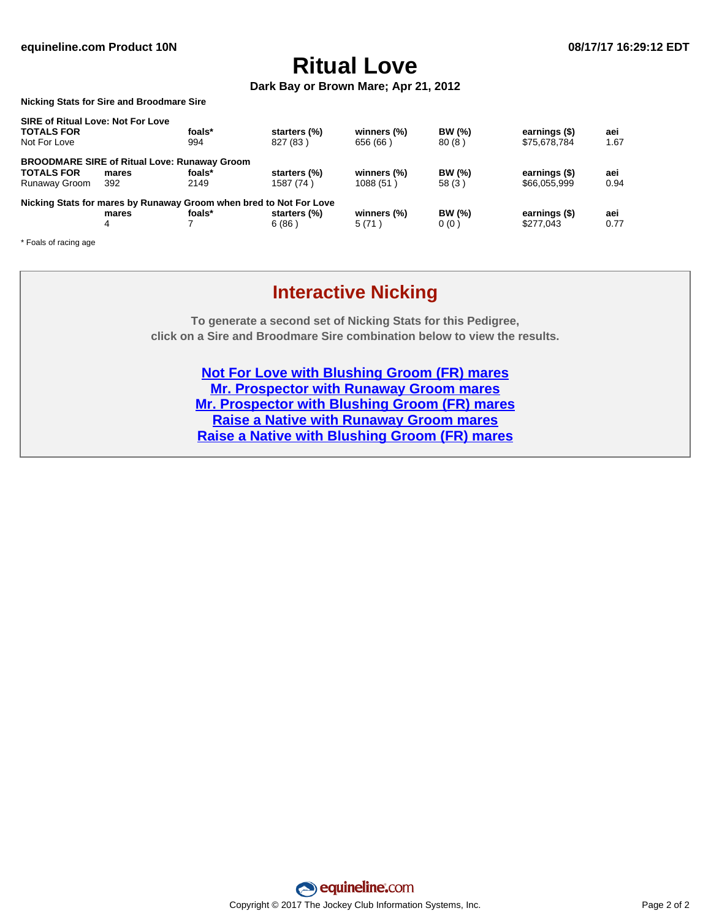# Ritual Love

**Dark Bay or Brown Mare; Apr 21, 2012**

**Nicking Stats for Sire and Broodmare Sire**

**SIRE of Ritual Love: Not For Love**

| TOTALS FOR | | foals* | starters (%) | winners (%) | BW (%) | earnings ($) | aei |
|---|---|---|---|---|---|---|---|
| Not For Love | | 994 | 827 (83 ) | 656 (66 ) | 80 (8 ) | $75,678,784 | 1.67 |

**BROODMARE SIRE of Ritual Love: Runaway Groom**

| TOTALS FOR | mares | foals* | starters (%) | winners (%) | BW (%) | earnings ($) | aei |
|---|---|---|---|---|---|---|---|
| Runaway Groom | 392 | 2149 | 1587 (74 ) | 1088 (51 ) | 58 (3 ) | $66,055,999 | 0.94 |

**Nicking Stats for mares by Runaway Groom when bred to Not For Love**

| | mares | foals* | starters (%) | winners (%) | BW (%) | earnings ($) | aei |
|---|---|---|---|---|---|---|---|
| | 4 | 7 | 6 (86 ) | 5 (71 ) | 0 (0 ) | $277,043 | 0.77 |

\* Foals of racing age

## Interactive Nicking

To generate a second set of Nicking Stats for this Pedigree,
click on a Sire and Broodmare Sire combination below to view the results.

Not For Love with Blushing Groom (FR) mares
Mr. Prospector with Runaway Groom mares
Mr. Prospector with Blushing Groom (FR) mares
Raise a Native with Runaway Groom mares
Raise a Native with Blushing Groom (FR) mares

Copyright © 2017 The Jockey Club Information Systems, Inc.